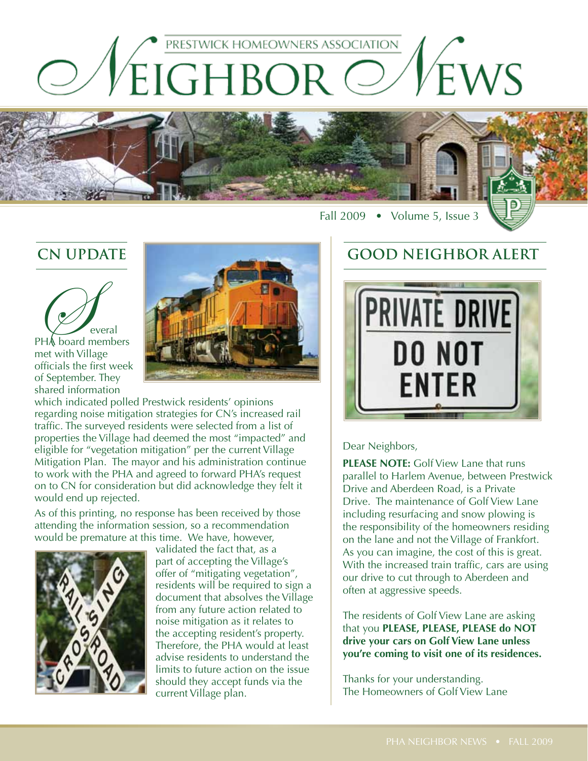PRESTWICK HOMEOWNERS ASSOCIATION

# Neighbor News

Fall 2009 • Volume 5, Issue 3

## CN UPDATE

Several PHA board members met with Village officials the first week of September. They shared information which indicated polled Prestwick residents' opinions regarding noise mitigation strategies for CN's increased rail traffic. The surveyed residents were selected from a list of properties the Village had deemed the most "impacted" and eligible for "vegetation mitigation" per the current Village Mitigation Plan. The mayor and his administration continue to work with the PHA and agreed to forward PHA's request on to CN for consideration but did acknowledge they felt it would end up rejected.

As of this printing, no response has been received by those attending the information session, so a recommendation would be premature at this time. We have, however, validated the fact that, as a part of accepting the Village's offer of "mitigating vegetation", residents will be required to sign a document that absolves the Village from any future action related to noise mitigation as it relates to the accepting resident's property. Therefore, the PHA would at least advise residents to understand the limits to future action on the issue should they accept funds via the current Village plan.

## GOOD NEIGHBOR ALERT

Dear Neighbors,

**PLEASE NOTE:** Golf View Lane that runs parallel to Harlem Avenue, between Prestwick Drive and Aberdeen Road, is a Private Drive. The maintenance of Golf View Lane including resurfacing and snow plowing is the responsibility of the homeowners residing on the lane and not the Village of Frankfort. As you can imagine, the cost of this is great. With the increased train traffic, cars are using our drive to cut through to Aberdeen and often at aggressive speeds.

The residents of Golf View Lane are asking that you **PLEASE, PLEASE, PLEASE do NOT drive your cars on Golf View Lane unless you're coming to visit one of its residences.**

Thanks for your understanding.
The Homeowners of Golf View Lane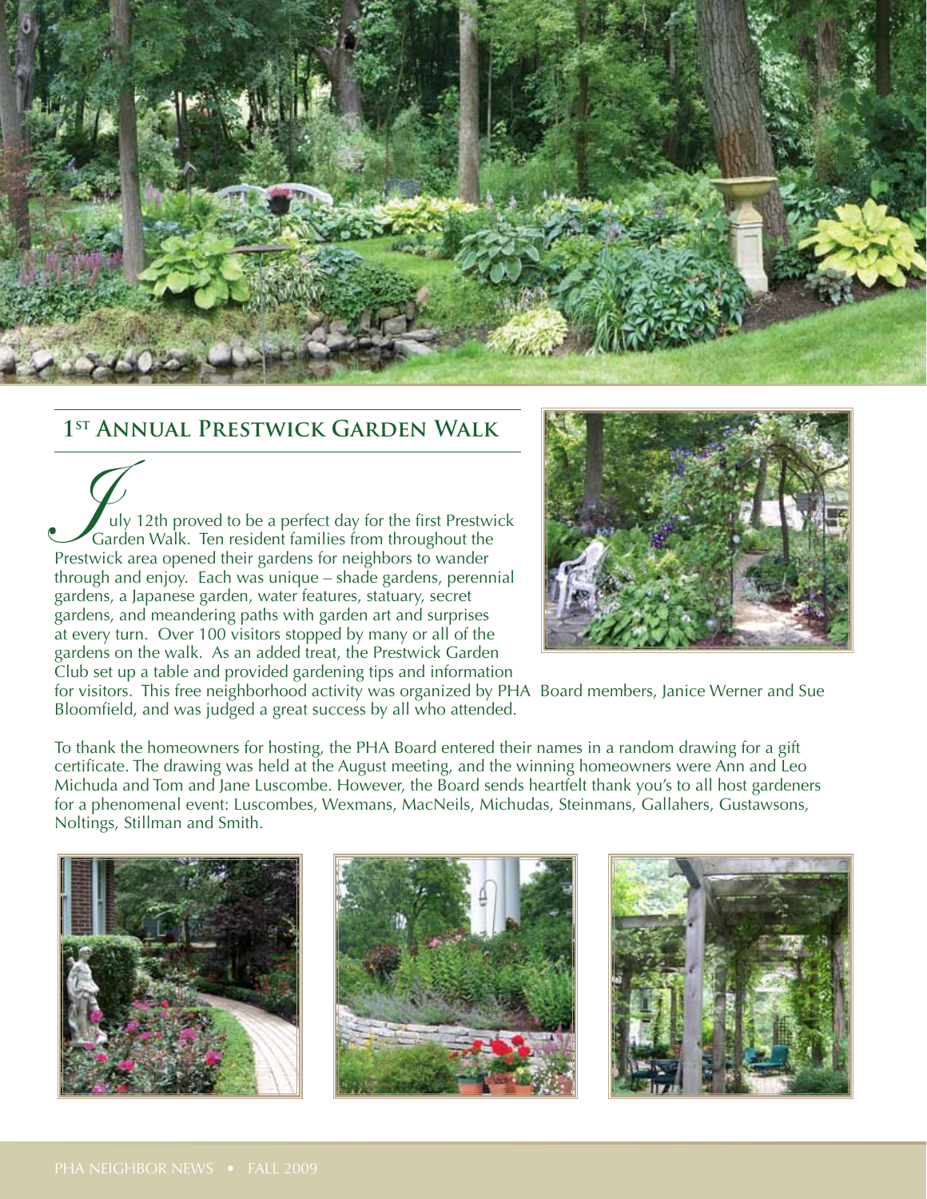## 1st Annual Prestwick Garden Walk

July 12th proved to be a perfect day for the first Prestwick Garden Walk. Ten resident families from throughout the Prestwick area opened their gardens for neighbors to wander through and enjoy. Each was unique – shade gardens, perennial gardens, a Japanese garden, water features, statuary, secret gardens, and meandering paths with garden art and surprises at every turn. Over 100 visitors stopped by many or all of the gardens on the walk. As an added treat, the Prestwick Garden Club set up a table and provided gardening tips and information for visitors. This free neighborhood activity was organized by PHA Board members, Janice Werner and Sue Bloomfield, and was judged a great success by all who attended.

To thank the homeowners for hosting, the PHA Board entered their names in a random drawing for a gift certificate. The drawing was held at the August meeting, and the winning homeowners were Ann and Leo Michuda and Tom and Jane Luscombe. However, the Board sends heartfelt thank you's to all host gardeners for a phenomenal event: Luscombes, Wexmans, MacNeils, Michudas, Steinmans, Gallahers, Gustawsons, Noltings, Stillman and Smith.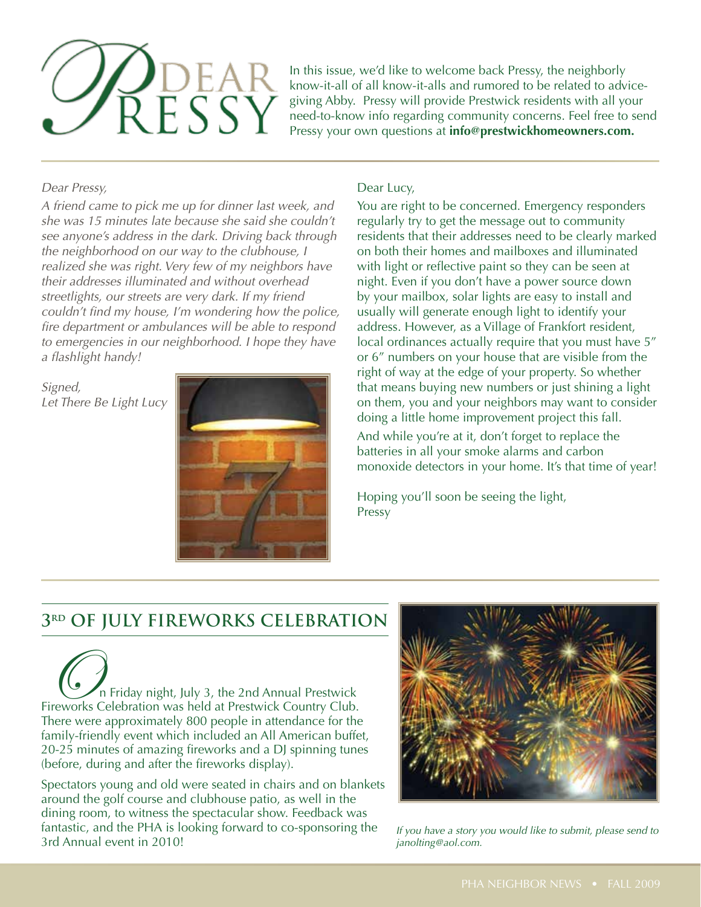# Dear Pressy

In this issue, we'd like to welcome back Pressy, the neighborly know-it-all of all know-it-alls and rumored to be related to advice-giving Abby. Pressy will provide Prestwick residents with all your need-to-know info regarding community concerns. Feel free to send Pressy your own questions at **info@prestwickhomeowners.com.**

*Dear Pressy,*

*A friend came to pick me up for dinner last week, and she was 15 minutes late because she said she couldn't see anyone's address in the dark. Driving back through the neighborhood on our way to the clubhouse, I realized she was right. Very few of my neighbors have their addresses illuminated and without overhead streetlights, our streets are very dark. If my friend couldn't find my house, I'm wondering how the police, fire department or ambulances will be able to respond to emergencies in our neighborhood. I hope they have a flashlight handy!*

*Signed,*
*Let There Be Light Lucy*

Dear Lucy,

You are right to be concerned. Emergency responders regularly try to get the message out to community residents that their addresses need to be clearly marked on both their homes and mailboxes and illuminated with light or reflective paint so they can be seen at night. Even if you don't have a power source down by your mailbox, solar lights are easy to install and usually will generate enough light to identify your address. However, as a Village of Frankfort resident, local ordinances actually require that you must have 5" or 6" numbers on your house that are visible from the right of way at the edge of your property. So whether that means buying new numbers or just shining a light on them, you and your neighbors may want to consider doing a little home improvement project this fall.

And while you're at it, don't forget to replace the batteries in all your smoke alarms and carbon monoxide detectors in your home. It's that time of year!

Hoping you'll soon be seeing the light,
Pressy

## 3rd of July Fireworks Celebration

On Friday night, July 3, the 2nd Annual Prestwick Fireworks Celebration was held at Prestwick Country Club. There were approximately 800 people in attendance for the family-friendly event which included an All American buffet, 20-25 minutes of amazing fireworks and a DJ spinning tunes (before, during and after the fireworks display).

Spectators young and old were seated in chairs and on blankets around the golf course and clubhouse patio, as well in the dining room, to witness the spectacular show. Feedback was fantastic, and the PHA is looking forward to co-sponsoring the 3rd Annual event in 2010!

*If you have a story you would like to submit, please send to janolting@aol.com.*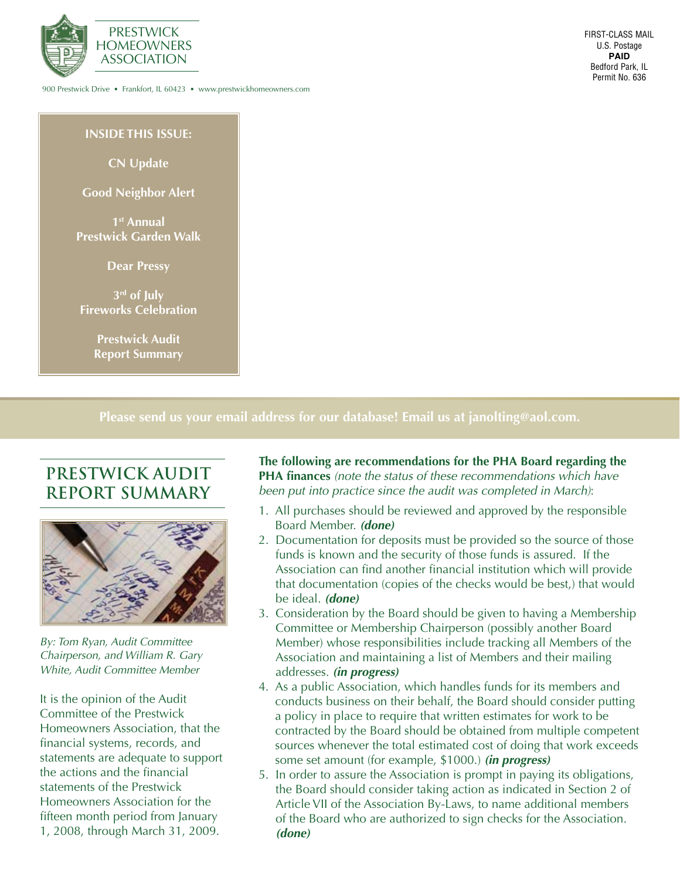PRESTWICK HOMEOWNERS ASSOCIATION

900 Prestwick Drive • Frankfort, IL 60423 • www.prestwickhomeowners.com

FIRST-CLASS MAIL
U.S. Postage
**PAID**
Bedford Park, IL
Permit No. 636

**INSIDE THIS ISSUE:**

**CN Update**

**Good Neighbor Alert**

**1st Annual Prestwick Garden Walk**

**Dear Pressy**

**3rd of July Fireworks Celebration**

**Prestwick Audit Report Summary**

**Please send us your email address for our database! Email us at janolting@aol.com.**

## PRESTWICK AUDIT REPORT SUMMARY

*By: Tom Ryan, Audit Committee Chairperson, and William R. Gary White, Audit Committee Member*

It is the opinion of the Audit Committee of the Prestwick Homeowners Association, that the financial systems, records, and statements are adequate to support the actions and the financial statements of the Prestwick Homeowners Association for the fifteen month period from January 1, 2008, through March 31, 2009.

**The following are recommendations for the PHA Board regarding the PHA finances** *(note the status of these recommendations which have been put into practice since the audit was completed in March)*:

1. All purchases should be reviewed and approved by the responsible Board Member. ***(done)***
2. Documentation for deposits must be provided so the source of those funds is known and the security of those funds is assured. If the Association can find another financial institution which will provide that documentation (copies of the checks would be best,) that would be ideal. ***(done)***
3. Consideration by the Board should be given to having a Membership Committee or Membership Chairperson (possibly another Board Member) whose responsibilities include tracking all Members of the Association and maintaining a list of Members and their mailing addresses. ***(in progress)***
4. As a public Association, which handles funds for its members and conducts business on their behalf, the Board should consider putting a policy in place to require that written estimates for work to be contracted by the Board should be obtained from multiple competent sources whenever the total estimated cost of doing that work exceeds some set amount (for example, $1000.) ***(in progress)***
5. In order to assure the Association is prompt in paying its obligations, the Board should consider taking action as indicated in Section 2 of Article VII of the Association By-Laws, to name additional members of the Board who are authorized to sign checks for the Association. ***(done)***